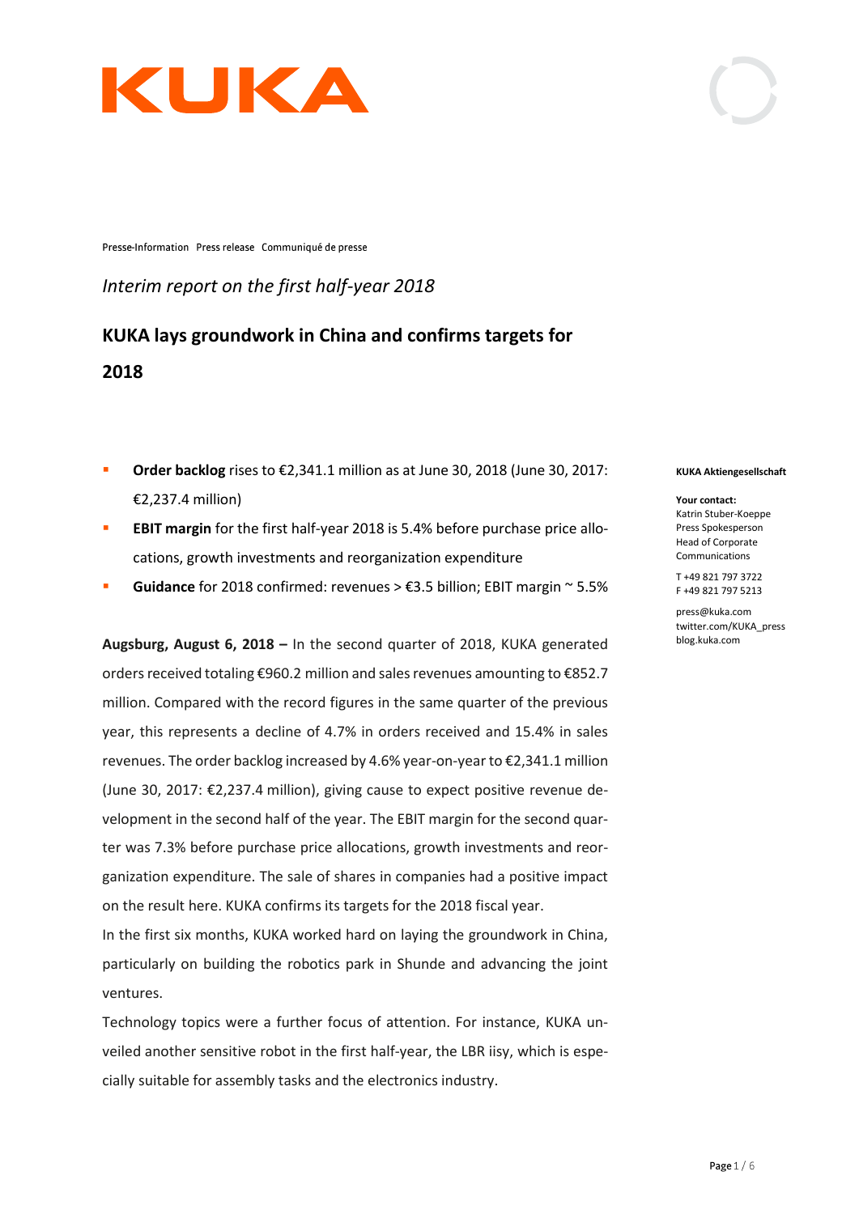Presse-Information Press release Communiqué de presse

*Interim report on the first half-year 2018*

# KUKA lays groundwork in China and confirms targets for 2018

- **Order backlog** rises to €2,341.1 million as at June 30, 2018 (June 30, 2017: €2,237.4 million)
- **EBIT margin** for the first half-year 2018 is 5.4% before purchase price allocations, growth investments and reorganization expenditure
- **Guidance** for 2018 confirmed: revenues > €3.5 billion; EBIT margin ~ 5.5%

**KUKA Aktiengesellschaft**

**Your contact:**
Katrin Stuber-Koeppe
Press Spokesperson
Head of Corporate Communications

T +49 821 797 3722
F +49 821 797 5213

press@kuka.com
twitter.com/KUKA_press
blog.kuka.com

**Augsburg, August 6, 2018 –** In the second quarter of 2018, KUKA generated orders received totaling €960.2 million and sales revenues amounting to €852.7 million. Compared with the record figures in the same quarter of the previous year, this represents a decline of 4.7% in orders received and 15.4% in sales revenues. The order backlog increased by 4.6% year-on-year to €2,341.1 million (June 30, 2017: €2,237.4 million), giving cause to expect positive revenue development in the second half of the year. The EBIT margin for the second quarter was 7.3% before purchase price allocations, growth investments and reorganization expenditure. The sale of shares in companies had a positive impact on the result here. KUKA confirms its targets for the 2018 fiscal year.

In the first six months, KUKA worked hard on laying the groundwork in China, particularly on building the robotics park in Shunde and advancing the joint ventures.

Technology topics were a further focus of attention. For instance, KUKA unveiled another sensitive robot in the first half-year, the LBR iisy, which is especially suitable for assembly tasks and the electronics industry.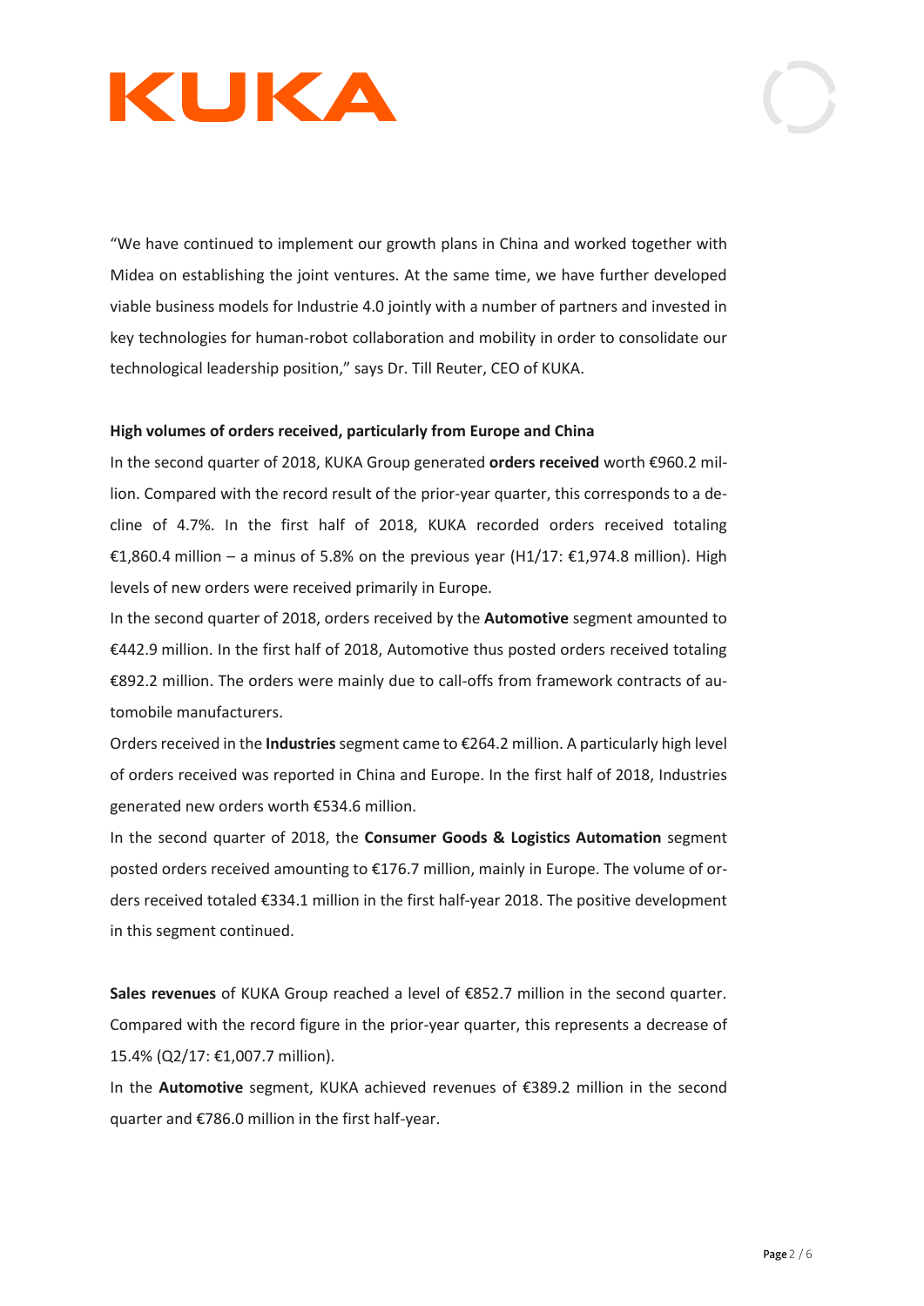"We have continued to implement our growth plans in China and worked together with Midea on establishing the joint ventures. At the same time, we have further developed viable business models for Industrie 4.0 jointly with a number of partners and invested in key technologies for human-robot collaboration and mobility in order to consolidate our technological leadership position," says Dr. Till Reuter, CEO of KUKA.

**High volumes of orders received, particularly from Europe and China**

In the second quarter of 2018, KUKA Group generated **orders received** worth €960.2 million. Compared with the record result of the prior-year quarter, this corresponds to a decline of 4.7%. In the first half of 2018, KUKA recorded orders received totaling €1,860.4 million – a minus of 5.8% on the previous year (H1/17: €1,974.8 million). High levels of new orders were received primarily in Europe.

In the second quarter of 2018, orders received by the **Automotive** segment amounted to €442.9 million. In the first half of 2018, Automotive thus posted orders received totaling €892.2 million. The orders were mainly due to call-offs from framework contracts of automobile manufacturers.

Orders received in the **Industries** segment came to €264.2 million. A particularly high level of orders received was reported in China and Europe. In the first half of 2018, Industries generated new orders worth €534.6 million.

In the second quarter of 2018, the **Consumer Goods & Logistics Automation** segment posted orders received amounting to €176.7 million, mainly in Europe. The volume of orders received totaled €334.1 million in the first half-year 2018. The positive development in this segment continued.

**Sales revenues** of KUKA Group reached a level of €852.7 million in the second quarter. Compared with the record figure in the prior-year quarter, this represents a decrease of 15.4% (Q2/17: €1,007.7 million).

In the **Automotive** segment, KUKA achieved revenues of €389.2 million in the second quarter and €786.0 million in the first half-year.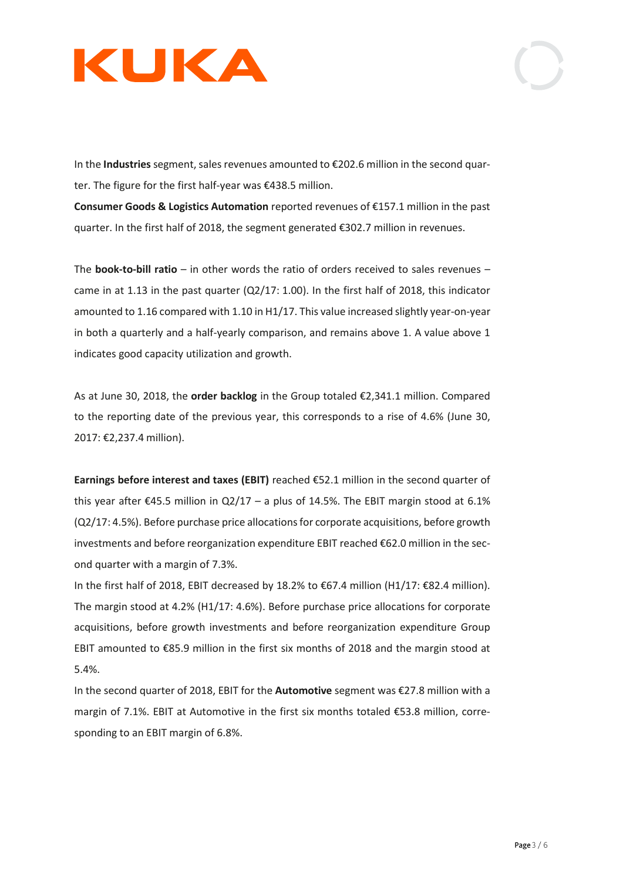In the **Industries** segment, sales revenues amounted to €202.6 million in the second quarter. The figure for the first half-year was €438.5 million.
**Consumer Goods & Logistics Automation** reported revenues of €157.1 million in the past quarter. In the first half of 2018, the segment generated €302.7 million in revenues.

The **book-to-bill ratio** – in other words the ratio of orders received to sales revenues – came in at 1.13 in the past quarter (Q2/17: 1.00). In the first half of 2018, this indicator amounted to 1.16 compared with 1.10 in H1/17. This value increased slightly year-on-year in both a quarterly and a half-yearly comparison, and remains above 1. A value above 1 indicates good capacity utilization and growth.

As at June 30, 2018, the **order backlog** in the Group totaled €2,341.1 million. Compared to the reporting date of the previous year, this corresponds to a rise of 4.6% (June 30, 2017: €2,237.4 million).

**Earnings before interest and taxes (EBIT)** reached €52.1 million in the second quarter of this year after €45.5 million in Q2/17 – a plus of 14.5%. The EBIT margin stood at 6.1% (Q2/17: 4.5%). Before purchase price allocations for corporate acquisitions, before growth investments and before reorganization expenditure EBIT reached €62.0 million in the second quarter with a margin of 7.3%.
In the first half of 2018, EBIT decreased by 18.2% to €67.4 million (H1/17: €82.4 million). The margin stood at 4.2% (H1/17: 4.6%). Before purchase price allocations for corporate acquisitions, before growth investments and before reorganization expenditure Group EBIT amounted to €85.9 million in the first six months of 2018 and the margin stood at 5.4%.
In the second quarter of 2018, EBIT for the **Automotive** segment was €27.8 million with a margin of 7.1%. EBIT at Automotive in the first six months totaled €53.8 million, corresponding to an EBIT margin of 6.8%.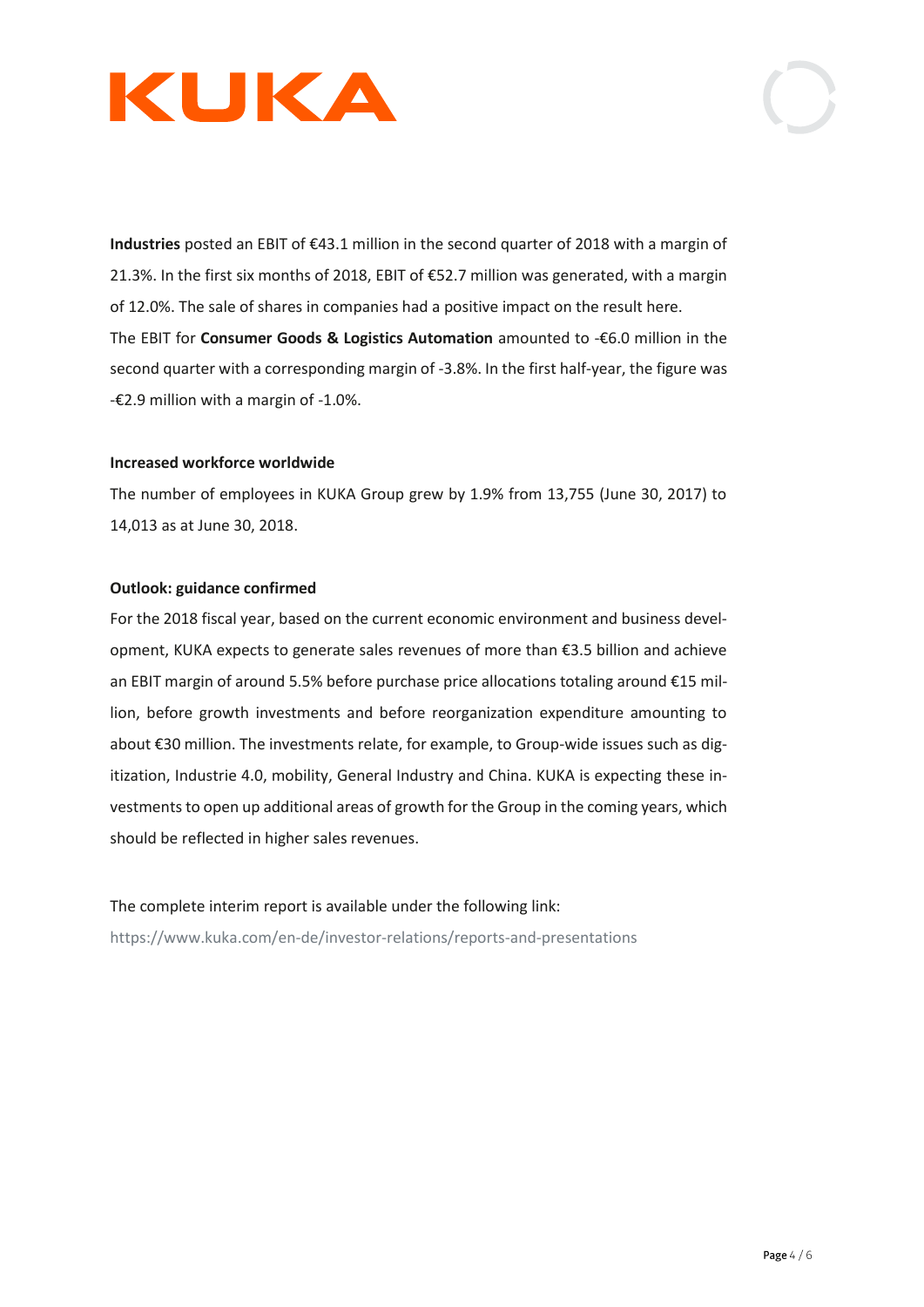**Industries** posted an EBIT of €43.1 million in the second quarter of 2018 with a margin of 21.3%. In the first six months of 2018, EBIT of €52.7 million was generated, with a margin of 12.0%. The sale of shares in companies had a positive impact on the result here.
The EBIT for **Consumer Goods & Logistics Automation** amounted to -€6.0 million in the second quarter with a corresponding margin of -3.8%. In the first half-year, the figure was -€2.9 million with a margin of -1.0%.

**Increased workforce worldwide**

The number of employees in KUKA Group grew by 1.9% from 13,755 (June 30, 2017) to 14,013 as at June 30, 2018.

**Outlook: guidance confirmed**

For the 2018 fiscal year, based on the current economic environment and business development, KUKA expects to generate sales revenues of more than €3.5 billion and achieve an EBIT margin of around 5.5% before purchase price allocations totaling around €15 million, before growth investments and before reorganization expenditure amounting to about €30 million. The investments relate, for example, to Group-wide issues such as digitization, Industrie 4.0, mobility, General Industry and China. KUKA is expecting these investments to open up additional areas of growth for the Group in the coming years, which should be reflected in higher sales revenues.

The complete interim report is available under the following link:
https://www.kuka.com/en-de/investor-relations/reports-and-presentations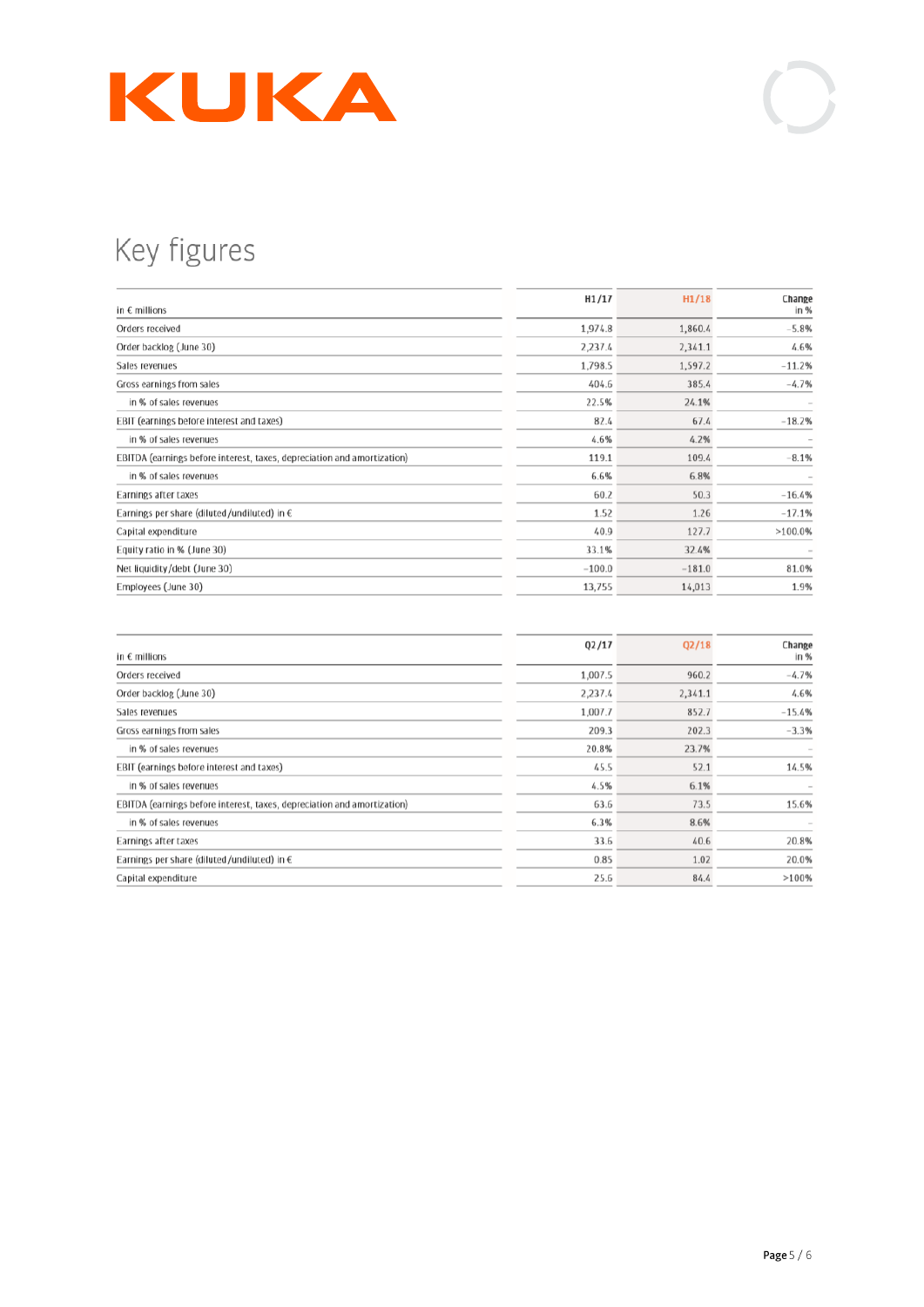# Key figures

| in € millions | H1/17 | H1/18 | Change in % |
|---|---|---|---|
| Orders received | 1,974.8 | 1,860.4 | -5.8% |
| Order backlog (June 30) | 2,237.4 | 2,341.1 | 4.6% |
| Sales revenues | 1,798.5 | 1,597.2 | -11.2% |
| Gross earnings from sales | 404.6 | 385.4 | -4.7% |
| in % of sales revenues | 22.5% | 24.1% | - |
| EBIT (earnings before interest and taxes) | 82.4 | 67.4 | -18.2% |
| in % of sales revenues | 4.6% | 4.2% | - |
| EBITDA (earnings before interest, taxes, depreciation and amortization) | 119.1 | 109.4 | -8.1% |
| in % of sales revenues | 6.6% | 6.8% | - |
| Earnings after taxes | 60.2 | 50.3 | -16.4% |
| Earnings per share (diluted/undiluted) in € | 1.52 | 1.26 | -17.1% |
| Capital expenditure | 40.9 | 127.7 | >100.0% |
| Equity ratio in % (June 30) | 33.1% | 32.4% | - |
| Net liquidity/debt (June 30) | -100.0 | -181.0 | 81.0% |
| Employees (June 30) | 13,755 | 14,013 | 1.9% |

| in € millions | Q2/17 | Q2/18 | Change in % |
|---|---|---|---|
| Orders received | 1,007.5 | 960.2 | -4.7% |
| Order backlog (June 30) | 2,237.4 | 2,341.1 | 4.6% |
| Sales revenues | 1,007.7 | 852.7 | -15.4% |
| Gross earnings from sales | 209.3 | 202.3 | -3.3% |
| in % of sales revenues | 20.8% | 23.7% | - |
| EBIT (earnings before interest and taxes) | 45.5 | 52.1 | 14.5% |
| in % of sales revenues | 4.5% | 6.1% | - |
| EBITDA (earnings before interest, taxes, depreciation and amortization) | 63.6 | 73.5 | 15.6% |
| in % of sales revenues | 6.3% | 8.6% | - |
| Earnings after taxes | 33.6 | 40.6 | 20.8% |
| Earnings per share (diluted/undiluted) in € | 0.85 | 1.02 | 20.0% |
| Capital expenditure | 25.6 | 84.4 | >100% |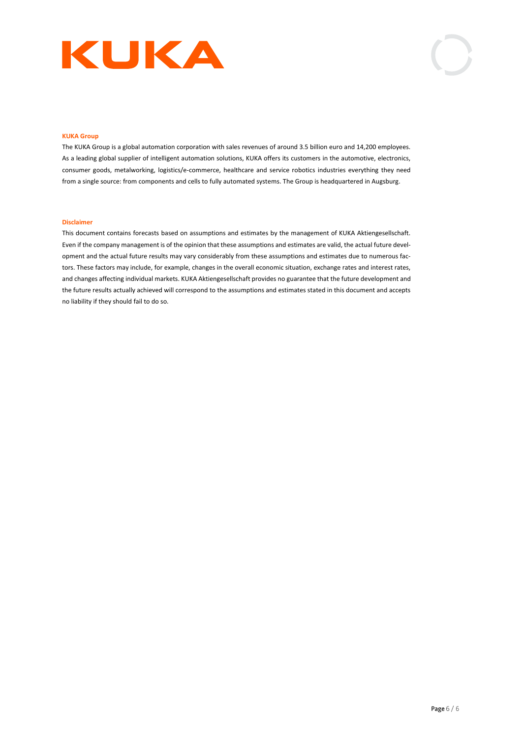**KUKA Group**

The KUKA Group is a global automation corporation with sales revenues of around 3.5 billion euro and 14,200 employees. As a leading global supplier of intelligent automation solutions, KUKA offers its customers in the automotive, electronics, consumer goods, metalworking, logistics/e-commerce, healthcare and service robotics industries everything they need from a single source: from components and cells to fully automated systems. The Group is headquartered in Augsburg.

**Disclaimer**

This document contains forecasts based on assumptions and estimates by the management of KUKA Aktiengesellschaft. Even if the company management is of the opinion that these assumptions and estimates are valid, the actual future development and the actual future results may vary considerably from these assumptions and estimates due to numerous factors. These factors may include, for example, changes in the overall economic situation, exchange rates and interest rates, and changes affecting individual markets. KUKA Aktiengesellschaft provides no guarantee that the future development and the future results actually achieved will correspond to the assumptions and estimates stated in this document and accepts no liability if they should fail to do so.